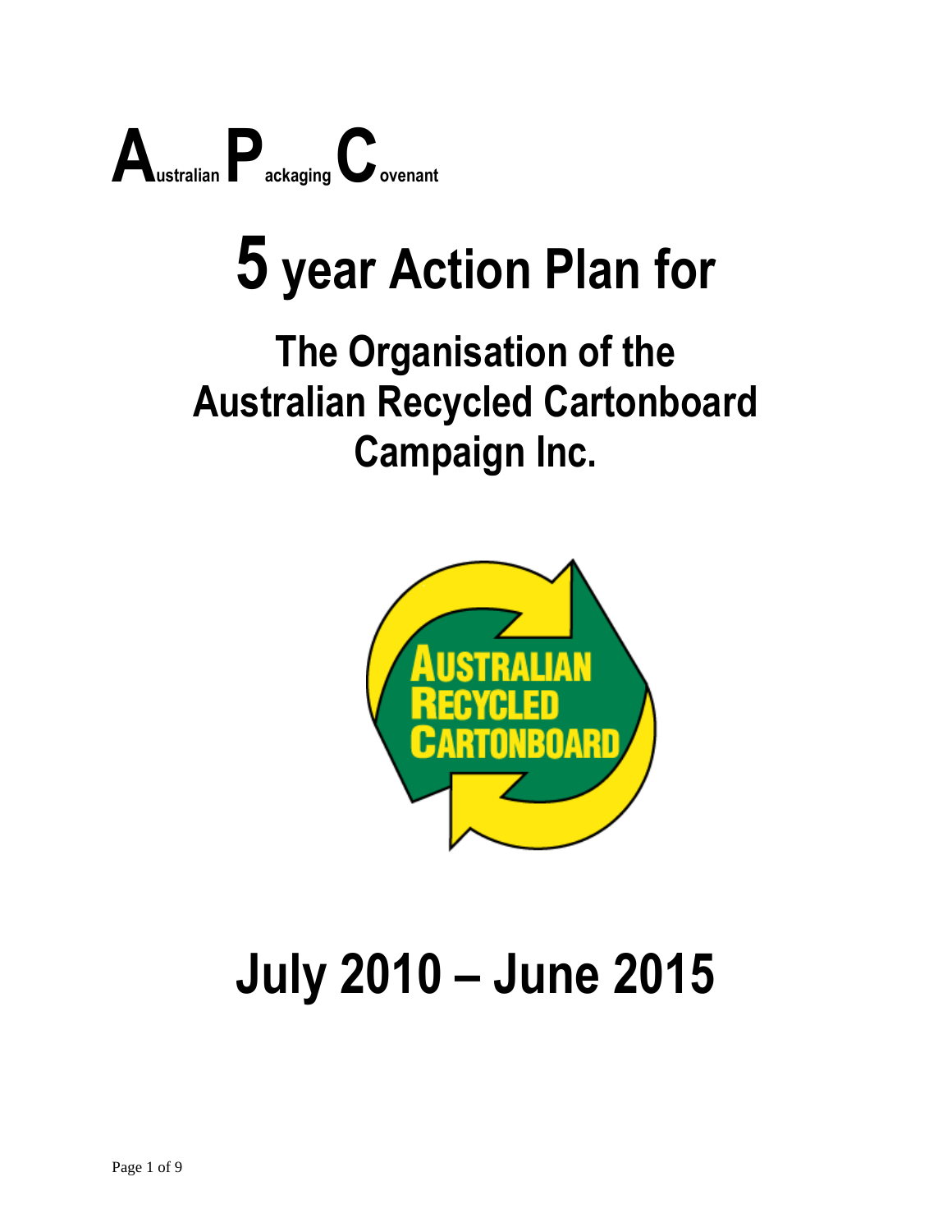**A**ustralian **P**ackaging **C**ovenant

# 5 year Action Plan for

## The Organisation of the Australian Recycled Cartonboard Campaign Inc.

# July 2010 – June 2015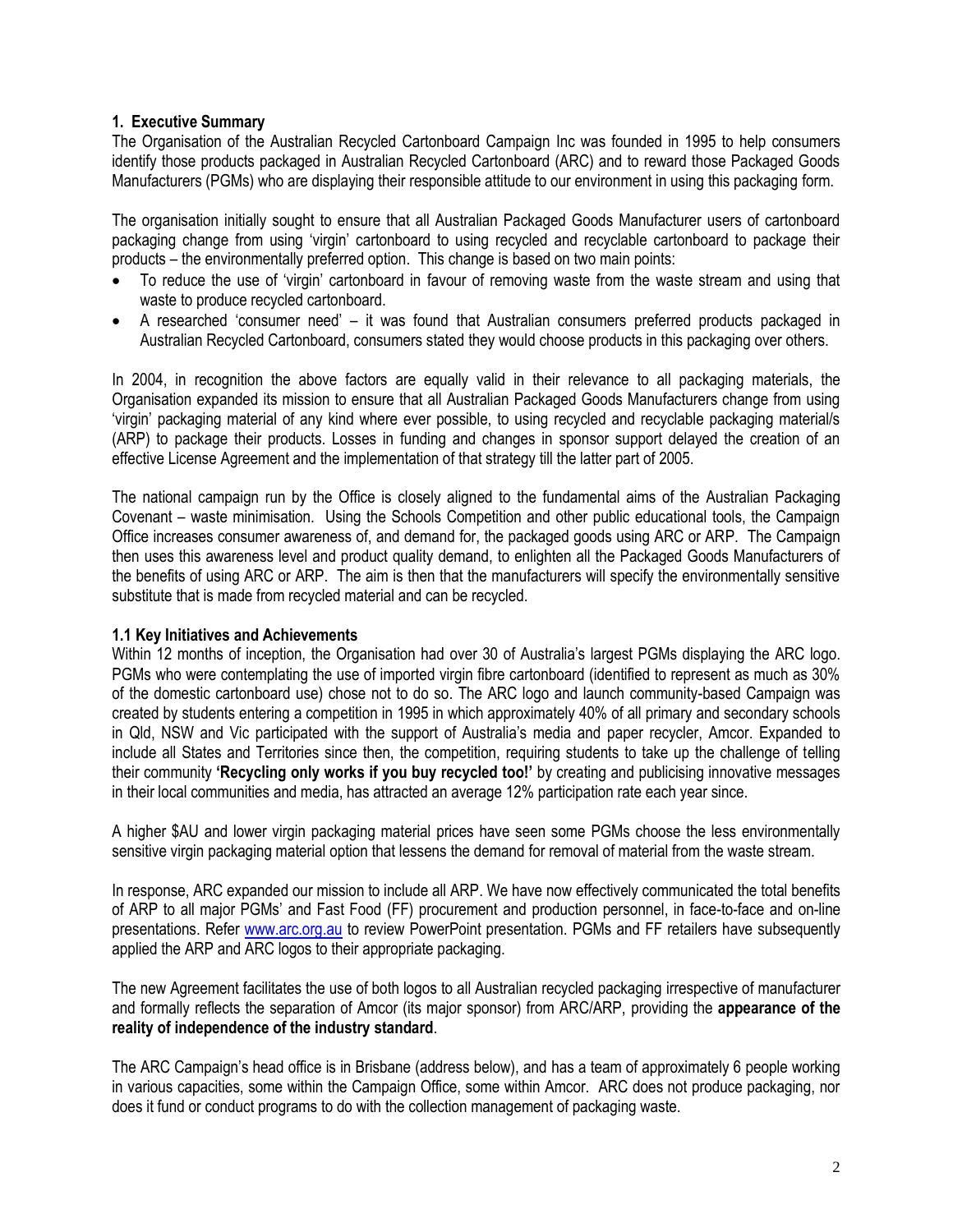## 1. Executive Summary

The Organisation of the Australian Recycled Cartonboard Campaign Inc was founded in 1995 to help consumers identify those products packaged in Australian Recycled Cartonboard (ARC) and to reward those Packaged Goods Manufacturers (PGMs) who are displaying their responsible attitude to our environment in using this packaging form.

The organisation initially sought to ensure that all Australian Packaged Goods Manufacturer users of cartonboard packaging change from using 'virgin' cartonboard to using recycled and recyclable cartonboard to package their products – the environmentally preferred option. This change is based on two main points:

- To reduce the use of 'virgin' cartonboard in favour of removing waste from the waste stream and using that waste to produce recycled cartonboard.
- A researched 'consumer need' – it was found that Australian consumers preferred products packaged in Australian Recycled Cartonboard, consumers stated they would choose products in this packaging over others.

In 2004, in recognition the above factors are equally valid in their relevance to all packaging materials, the Organisation expanded its mission to ensure that all Australian Packaged Goods Manufacturers change from using 'virgin' packaging material of any kind where ever possible, to using recycled and recyclable packaging material/s (ARP) to package their products. Losses in funding and changes in sponsor support delayed the creation of an effective License Agreement and the implementation of that strategy till the latter part of 2005.

The national campaign run by the Office is closely aligned to the fundamental aims of the Australian Packaging Covenant – waste minimisation. Using the Schools Competition and other public educational tools, the Campaign Office increases consumer awareness of, and demand for, the packaged goods using ARC or ARP. The Campaign then uses this awareness level and product quality demand, to enlighten all the Packaged Goods Manufacturers of the benefits of using ARC or ARP. The aim is then that the manufacturers will specify the environmentally sensitive substitute that is made from recycled material and can be recycled.

### 1.1 Key Initiatives and Achievements

Within 12 months of inception, the Organisation had over 30 of Australia's largest PGMs displaying the ARC logo. PGMs who were contemplating the use of imported virgin fibre cartonboard (identified to represent as much as 30% of the domestic cartonboard use) chose not to do so. The ARC logo and launch community-based Campaign was created by students entering a competition in 1995 in which approximately 40% of all primary and secondary schools in Qld, NSW and Vic participated with the support of Australia's media and paper recycler, Amcor. Expanded to include all States and Territories since then, the competition, requiring students to take up the challenge of telling their community **'Recycling only works if you buy recycled too!'** by creating and publicising innovative messages in their local communities and media, has attracted an average 12% participation rate each year since.

A higher $AU and lower virgin packaging material prices have seen some PGMs choose the less environmentally sensitive virgin packaging material option that lessens the demand for removal of material from the waste stream.

In response, ARC expanded our mission to include all ARP. We have now effectively communicated the total benefits of ARP to all major PGMs' and Fast Food (FF) procurement and production personnel, in face-to-face and on-line presentations. Refer [www.arc.org.au](http://www.arc.org.au) to review PowerPoint presentation. PGMs and FF retailers have subsequently applied the ARP and ARC logos to their appropriate packaging.

The new Agreement facilitates the use of both logos to all Australian recycled packaging irrespective of manufacturer and formally reflects the separation of Amcor (its major sponsor) from ARC/ARP, providing the **appearance of the reality of independence of the industry standard**.

The ARC Campaign's head office is in Brisbane (address below), and has a team of approximately 6 people working in various capacities, some within the Campaign Office, some within Amcor. ARC does not produce packaging, nor does it fund or conduct programs to do with the collection management of packaging waste.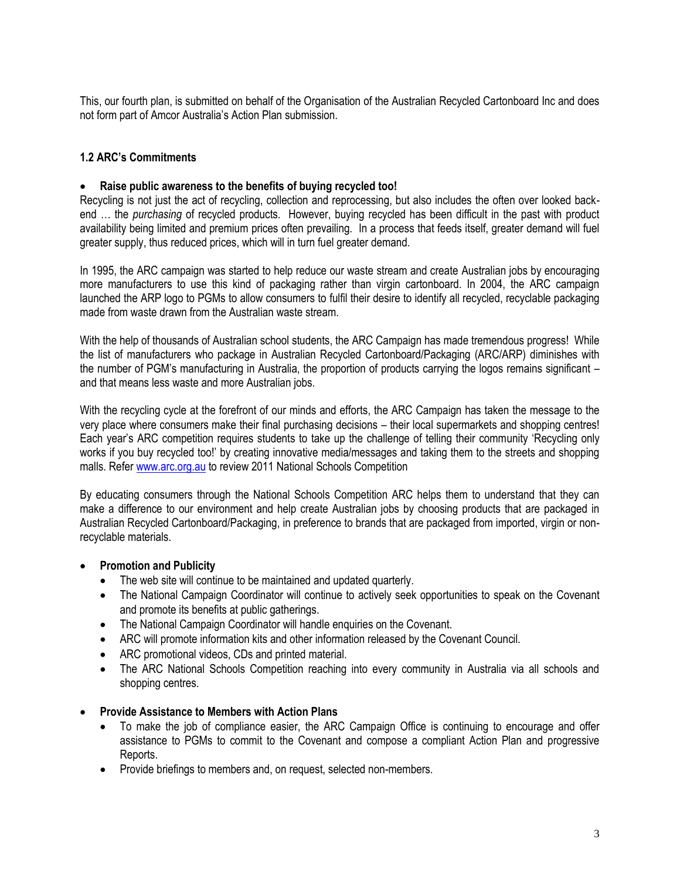This, our fourth plan, is submitted on behalf of the Organisation of the Australian Recycled Cartonboard Inc and does not form part of Amcor Australia's Action Plan submission.

### 1.2 ARC's Commitments

- **Raise public awareness to the benefits of buying recycled too!**

Recycling is not just the act of recycling, collection and reprocessing, but also includes the often over looked back-end … the *purchasing* of recycled products. However, buying recycled has been difficult in the past with product availability being limited and premium prices often prevailing. In a process that feeds itself, greater demand will fuel greater supply, thus reduced prices, which will in turn fuel greater demand.

In 1995, the ARC campaign was started to help reduce our waste stream and create Australian jobs by encouraging more manufacturers to use this kind of packaging rather than virgin cartonboard. In 2004, the ARC campaign launched the ARP logo to PGMs to allow consumers to fulfil their desire to identify all recycled, recyclable packaging made from waste drawn from the Australian waste stream.

With the help of thousands of Australian school students, the ARC Campaign has made tremendous progress! While the list of manufacturers who package in Australian Recycled Cartonboard/Packaging (ARC/ARP) diminishes with the number of PGM's manufacturing in Australia, the proportion of products carrying the logos remains significant – and that means less waste and more Australian jobs.

With the recycling cycle at the forefront of our minds and efforts, the ARC Campaign has taken the message to the very place where consumers make their final purchasing decisions – their local supermarkets and shopping centres! Each year's ARC competition requires students to take up the challenge of telling their community 'Recycling only works if you buy recycled too!' by creating innovative media/messages and taking them to the streets and shopping malls. Refer [www.arc.org.au](http://www.arc.org.au) to review 2011 National Schools Competition

By educating consumers through the National Schools Competition ARC helps them to understand that they can make a difference to our environment and help create Australian jobs by choosing products that are packaged in Australian Recycled Cartonboard/Packaging, in preference to brands that are packaged from imported, virgin or non-recyclable materials.

- **Promotion and Publicity**
  - The web site will continue to be maintained and updated quarterly.
  - The National Campaign Coordinator will continue to actively seek opportunities to speak on the Covenant and promote its benefits at public gatherings.
  - The National Campaign Coordinator will handle enquiries on the Covenant.
  - ARC will promote information kits and other information released by the Covenant Council.
  - ARC promotional videos, CDs and printed material.
  - The ARC National Schools Competition reaching into every community in Australia via all schools and shopping centres.

- **Provide Assistance to Members with Action Plans**
  - To make the job of compliance easier, the ARC Campaign Office is continuing to encourage and offer assistance to PGMs to commit to the Covenant and compose a compliant Action Plan and progressive Reports.
  - Provide briefings to members and, on request, selected non-members.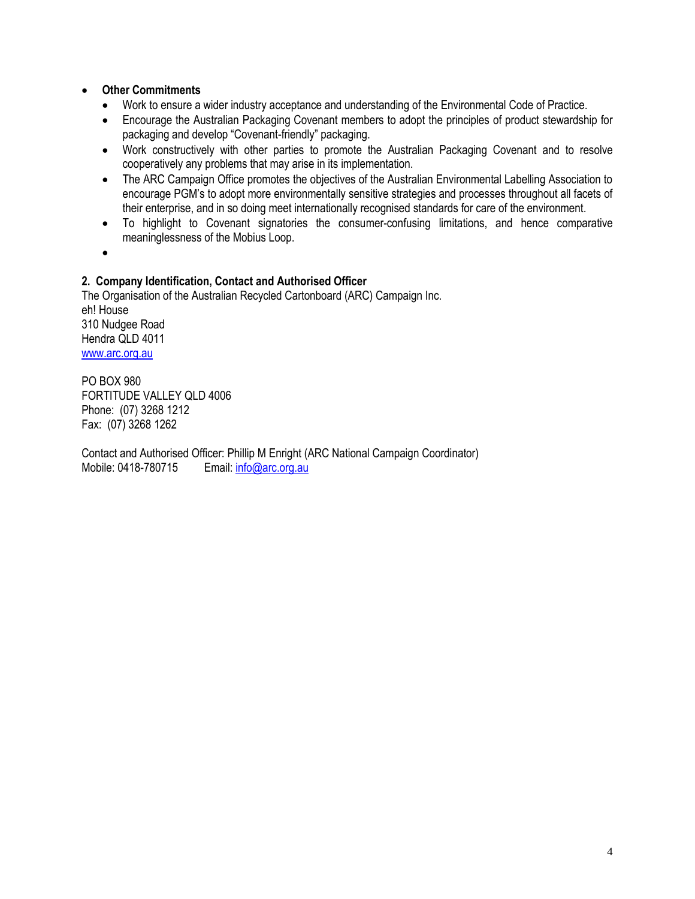- **Other Commitments**
  - Work to ensure a wider industry acceptance and understanding of the Environmental Code of Practice.
  - Encourage the Australian Packaging Covenant members to adopt the principles of product stewardship for packaging and develop "Covenant-friendly" packaging.
  - Work constructively with other parties to promote the Australian Packaging Covenant and to resolve cooperatively any problems that may arise in its implementation.
  - The ARC Campaign Office promotes the objectives of the Australian Environmental Labelling Association to encourage PGM's to adopt more environmentally sensitive strategies and processes throughout all facets of their enterprise, and in so doing meet internationally recognised standards for care of the environment.
  - To highlight to Covenant signatories the consumer-confusing limitations, and hence comparative meaninglessness of the Mobius Loop.
  - 

**2. Company Identification, Contact and Authorised Officer**

The Organisation of the Australian Recycled Cartonboard (ARC) Campaign Inc.
eh! House
310 Nudgee Road
Hendra QLD 4011
www.arc.org.au

PO BOX 980
FORTITUDE VALLEY QLD 4006
Phone: (07) 3268 1212
Fax: (07) 3268 1262

Contact and Authorised Officer: Phillip M Enright (ARC National Campaign Coordinator)
Mobile: 0418-780715 Email: info@arc.org.au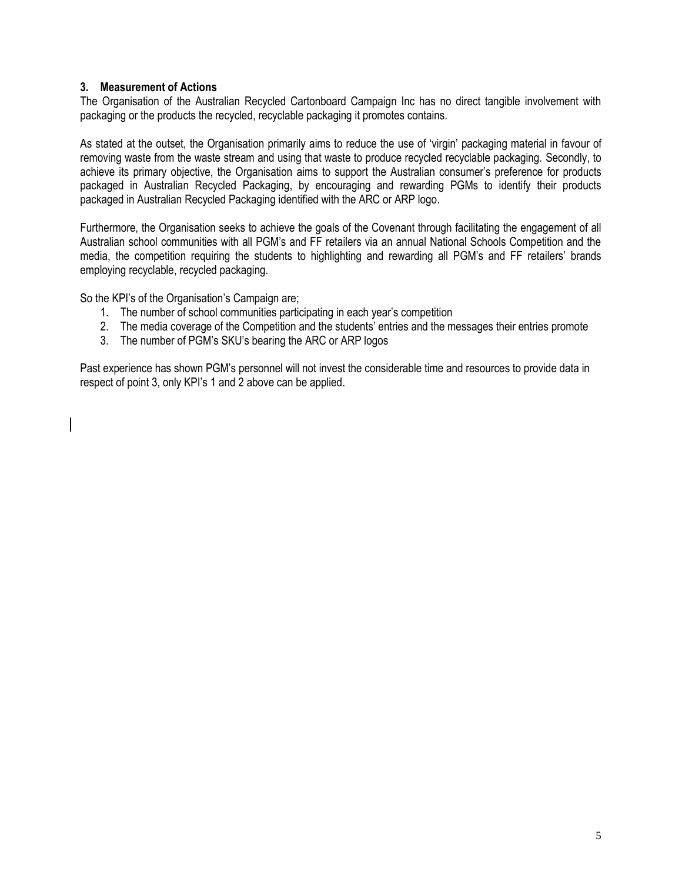### 3. Measurement of Actions

The Organisation of the Australian Recycled Cartonboard Campaign Inc has no direct tangible involvement with packaging or the products the recycled, recyclable packaging it promotes contains.

As stated at the outset, the Organisation primarily aims to reduce the use of 'virgin' packaging material in favour of removing waste from the waste stream and using that waste to produce recycled recyclable packaging. Secondly, to achieve its primary objective, the Organisation aims to support the Australian consumer's preference for products packaged in Australian Recycled Packaging, by encouraging and rewarding PGMs to identify their products packaged in Australian Recycled Packaging identified with the ARC or ARP logo.

Furthermore, the Organisation seeks to achieve the goals of the Covenant through facilitating the engagement of all Australian school communities with all PGM's and FF retailers via an annual National Schools Competition and the media, the competition requiring the students to highlighting and rewarding all PGM's and FF retailers' brands employing recyclable, recycled packaging.

So the KPI's of the Organisation's Campaign are;

1. The number of school communities participating in each year's competition
2. The media coverage of the Competition and the students' entries and the messages their entries promote
3. The number of PGM's SKU's bearing the ARC or ARP logos

Past experience has shown PGM's personnel will not invest the considerable time and resources to provide data in respect of point 3, only KPI's 1 and 2 above can be applied.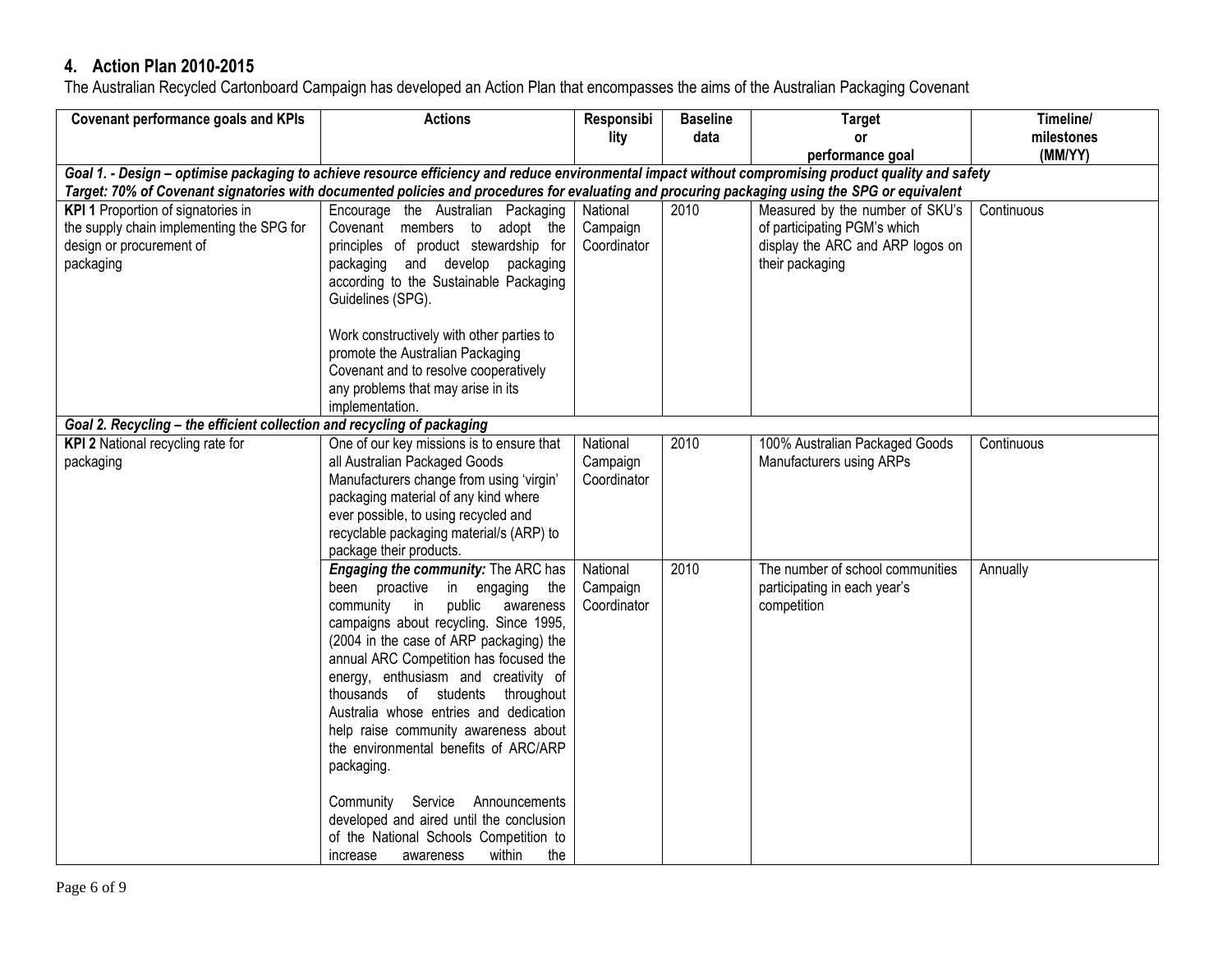## 4. Action Plan 2010-2015

The Australian Recycled Cartonboard Campaign has developed an Action Plan that encompasses the aims of the Australian Packaging Covenant

| Covenant performance goals and KPIs | Actions | Responsibility | Baseline data | Target or performance goal | Timeline/ milestones (MM/YY) |
|---|---|---|---|---|---|
| ***Goal 1. - Design – optimise packaging to achieve resource efficiency and reduce environmental impact without compromising product quality and safety*** <br> ***Target: 70% of Covenant signatories with documented policies and procedures for evaluating and procuring packaging using the SPG or equivalent*** | | | | | |
| **KPI 1** Proportion of signatories in the supply chain implementing the SPG for design or procurement of packaging | Encourage the Australian Packaging Covenant members to adopt the principles of product stewardship for packaging and develop packaging according to the Sustainable Packaging Guidelines (SPG).<br><br>Work constructively with other parties to promote the Australian Packaging Covenant and to resolve cooperatively any problems that may arise in its implementation. | National Campaign Coordinator | 2010 | Measured by the number of SKU's of participating PGM's which display the ARC and ARP logos on their packaging | Continuous |
| ***Goal 2. Recycling – the efficient collection and recycling of packaging*** | | | | | |
| **KPI 2** National recycling rate for packaging | One of our key missions is to ensure that all Australian Packaged Goods Manufacturers change from using 'virgin' packaging material of any kind where ever possible, to using recycled and recyclable packaging material/s (ARP) to package their products. | National Campaign Coordinator | 2010 | 100% Australian Packaged Goods Manufacturers using ARPs | Continuous |
| | ***Engaging the community:*** The ARC has been proactive in engaging the community in public awareness campaigns about recycling. Since 1995, (2004 in the case of ARP packaging) the annual ARC Competition has focused the energy, enthusiasm and creativity of thousands of students throughout Australia whose entries and dedication help raise community awareness about the environmental benefits of ARC/ARP packaging.<br><br>Community Service Announcements developed and aired until the conclusion of the National Schools Competition to increase awareness within the | National Campaign Coordinator | 2010 | The number of school communities participating in each year's competition | Annually |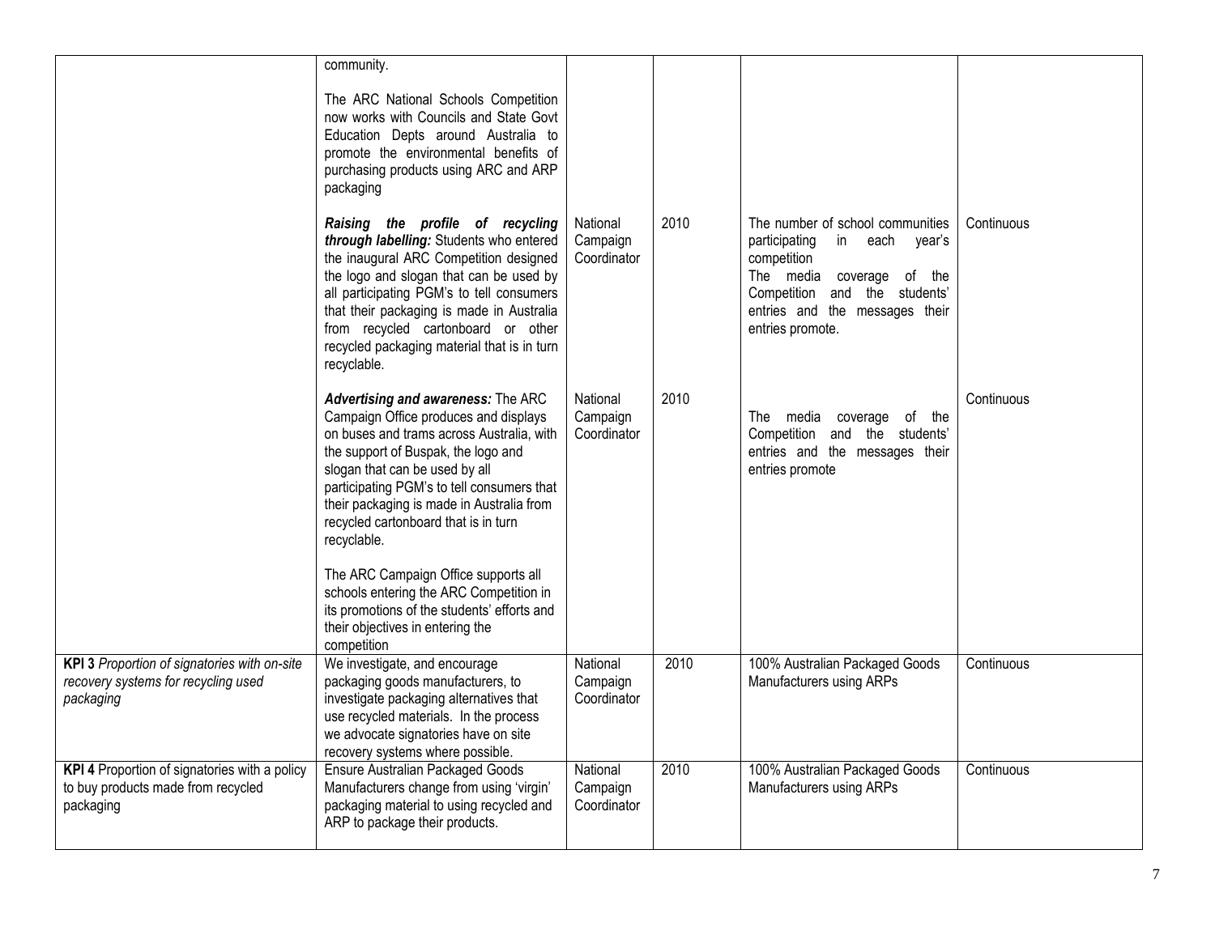| | | | | | |
|---|---|---|---|---|---|
| | community.<br><br>The ARC National Schools Competition now works with Councils and State Govt Education Depts around Australia to promote the environmental benefits of purchasing products using ARC and ARP packaging | | | | |
| | ***Raising the profile of recycling through labelling:*** Students who entered the inaugural ARC Competition designed the logo and slogan that can be used by all participating PGM's to tell consumers that their packaging is made in Australia from recycled cartonboard or other recycled packaging material that is in turn recyclable. | National Campaign Coordinator | 2010 | The number of school communities participating in each year's competition<br>The media coverage of the Competition and the students' entries and the messages their entries promote. | Continuous |
| | ***Advertising and awareness:*** The ARC Campaign Office produces and displays on buses and trams across Australia, with the support of Buspak, the logo and slogan that can be used by all participating PGM's to tell consumers that their packaging is made in Australia from recycled cartonboard that is in turn recyclable.<br><br>The ARC Campaign Office supports all schools entering the ARC Competition in its promotions of the students' efforts and their objectives in entering the competition | National Campaign Coordinator | 2010 | The media coverage of the Competition and the students' entries and the messages their entries promote | Continuous |
| **KPI 3** *Proportion of signatories with on-site recovery systems for recycling used packaging* | We investigate, and encourage packaging goods manufacturers, to investigate packaging alternatives that use recycled materials. In the process we advocate signatories have on site recovery systems where possible. | National Campaign Coordinator | 2010 | 100% Australian Packaged Goods Manufacturers using ARPs | Continuous |
| **KPI 4** Proportion of signatories with a policy to buy products made from recycled packaging | Ensure Australian Packaged Goods Manufacturers change from using 'virgin' packaging material to using recycled and ARP to package their products. | National Campaign Coordinator | 2010 | 100% Australian Packaged Goods Manufacturers using ARPs | Continuous |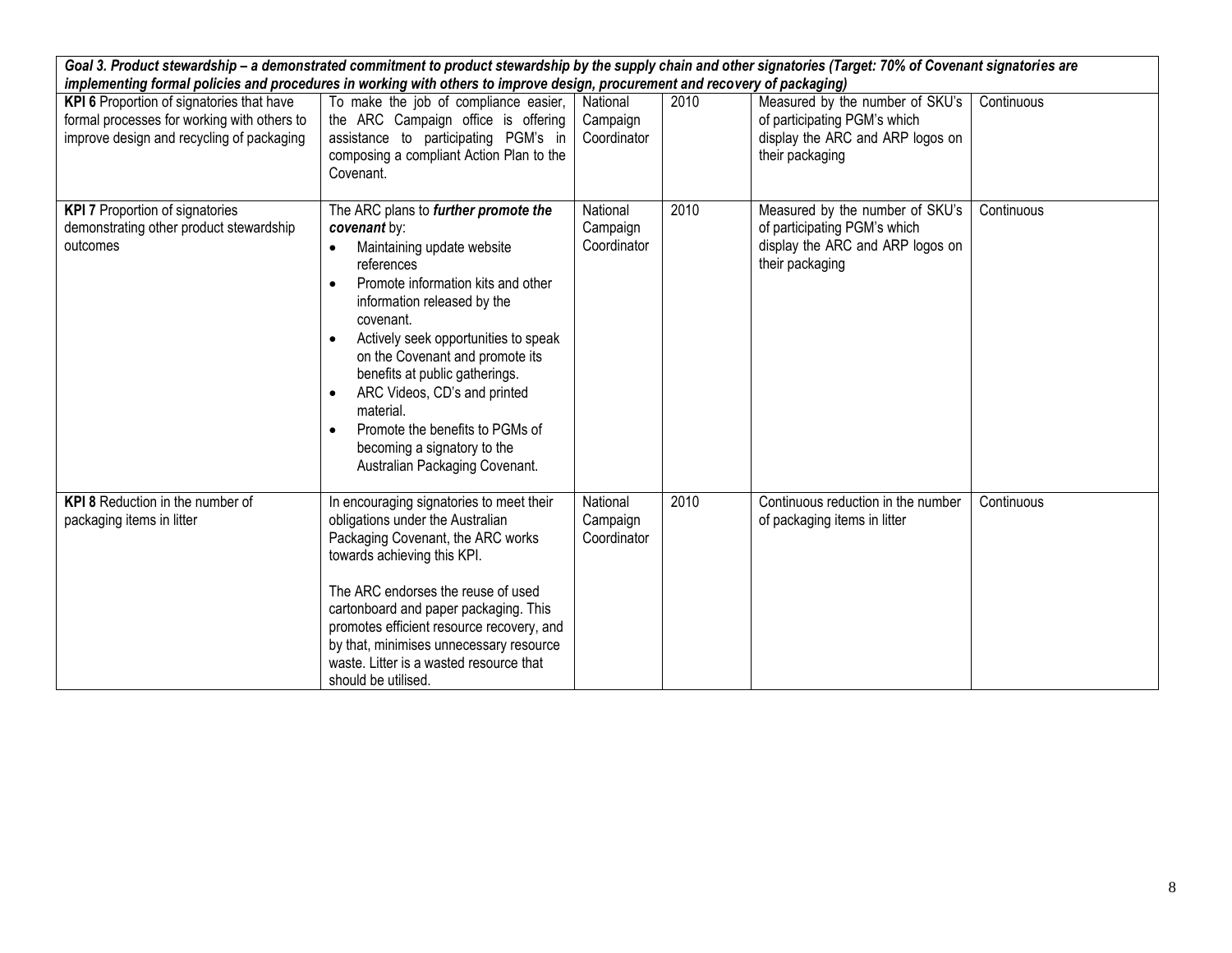| *Goal 3. Product stewardship – a demonstrated commitment to product stewardship by the supply chain and other signatories (Target: 70% of Covenant signatories are implementing formal policies and procedures in working with others to improve design, procurement and recovery of packaging)* | | | | | |
|---|---|---|---|---|---|
| **KPI 6** Proportion of signatories that have formal processes for working with others to improve design and recycling of packaging | To make the job of compliance easier, the ARC Campaign office is offering assistance to participating PGM's in composing a compliant Action Plan to the Covenant. | National Campaign Coordinator | 2010 | Measured by the number of SKU's of participating PGM's which display the ARC and ARP logos on their packaging | Continuous |
| **KPI 7** Proportion of signatories demonstrating other product stewardship outcomes | The ARC plans to ***further promote the covenant*** by: <br>• Maintaining update website references <br>• Promote information kits and other information released by the covenant. <br>• Actively seek opportunities to speak on the Covenant and promote its benefits at public gatherings. <br>• ARC Videos, CD's and printed material. <br>• Promote the benefits to PGMs of becoming a signatory to the Australian Packaging Covenant. | National Campaign Coordinator | 2010 | Measured by the number of SKU's of participating PGM's which display the ARC and ARP logos on their packaging | Continuous |
| **KPI 8** Reduction in the number of packaging items in litter | In encouraging signatories to meet their obligations under the Australian Packaging Covenant, the ARC works towards achieving this KPI. <br><br>The ARC endorses the reuse of used cartonboard and paper packaging. This promotes efficient resource recovery, and by that, minimises unnecessary resource waste. Litter is a wasted resource that should be utilised. | National Campaign Coordinator | 2010 | Continuous reduction in the number of packaging items in litter | Continuous |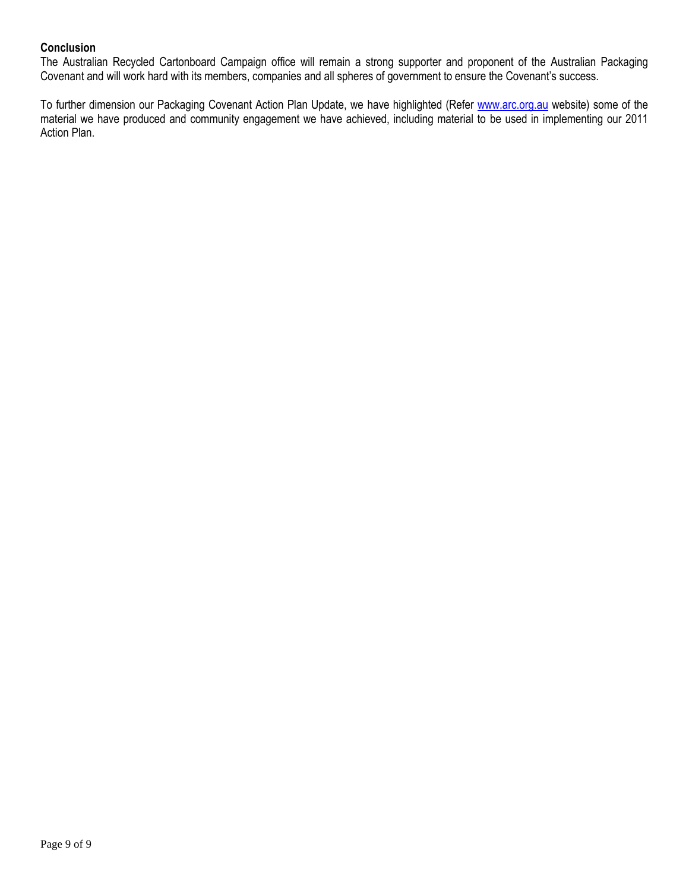**Conclusion**

The Australian Recycled Cartonboard Campaign office will remain a strong supporter and proponent of the Australian Packaging Covenant and will work hard with its members, companies and all spheres of government to ensure the Covenant's success.

To further dimension our Packaging Covenant Action Plan Update, we have highlighted (Refer www.arc.org.au website) some of the material we have produced and community engagement we have achieved, including material to be used in implementing our 2011 Action Plan.